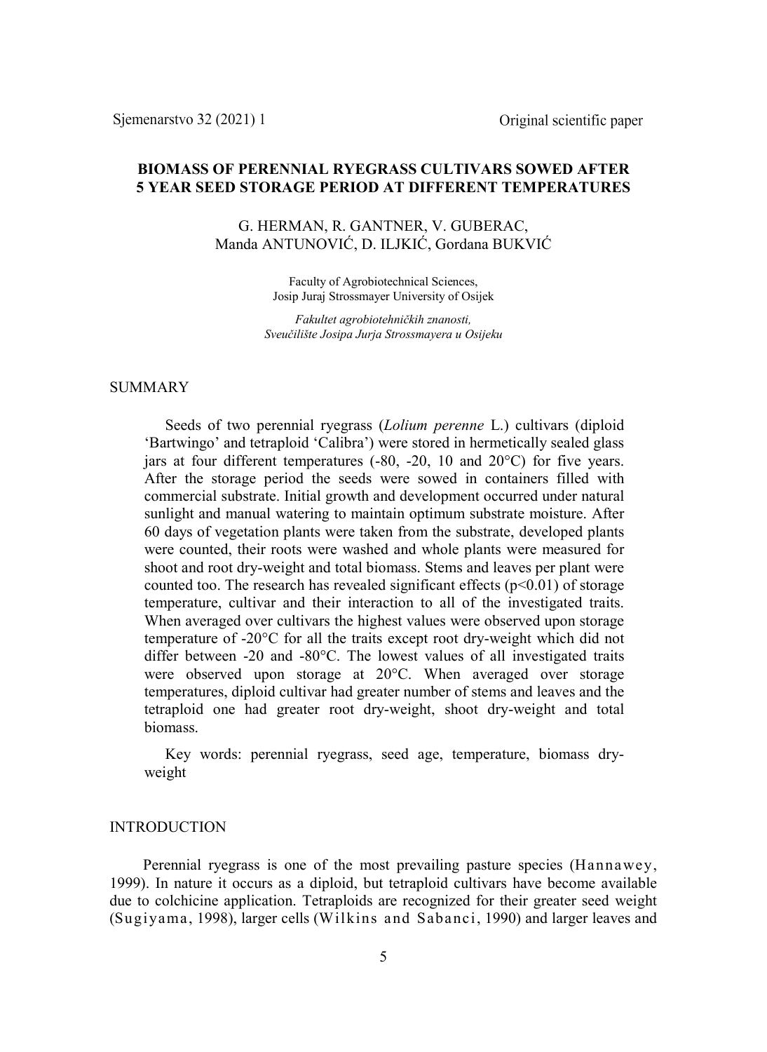Sjemenarstvo 32 (2021) 1 Original scientific paper

# BIOMASS OF PERENNIAL RYEGRASS CULTIVARS SOWED AFTER 5 YEAR SEED STORAGE PERIOD AT DIFFERENT TEMPERATURES

G. HERMAN, R. GANTNER, V. GUBERAC, Manda ANTUNOVIĆ, D. ILJKIĆ, Gordana BUKVIĆ

Faculty of Agrobiotechnical Sciences, Josip Juraj Strossmayer University of Osijek

*Fakultet agrobiotehničkih znanosti, Sveučilište Josipa Jurja Strossmayera u Osijeku*

## SUMMARY

Seeds of two perennial ryegrass (*Lolium perenne* L.) cultivars (diploid 'Bartwingo' and tetraploid 'Calibra') were stored in hermetically sealed glass jars at four different temperatures (-80, -20, 10 and 20°C) for five years. After the storage period the seeds were sowed in containers filled with commercial substrate. Initial growth and development occurred under natural sunlight and manual watering to maintain optimum substrate moisture. After 60 days of vegetation plants were taken from the substrate, developed plants were counted, their roots were washed and whole plants were measured for shoot and root dry-weight and total biomass. Stems and leaves per plant were counted too. The research has revealed significant effects ($p<0.01$) of storage temperature, cultivar and their interaction to all of the investigated traits. When averaged over cultivars the highest values were observed upon storage temperature of -20°C for all the traits except root dry-weight which did not differ between -20 and -80°C. The lowest values of all investigated traits were observed upon storage at 20°C. When averaged over storage temperatures, diploid cultivar had greater number of stems and leaves and the tetraploid one had greater root dry-weight, shoot dry-weight and total biomass.

Key words: perennial ryegrass, seed age, temperature, biomass dry-weight

## INTRODUCTION

Perennial ryegrass is one of the most prevailing pasture species (Hannawey, 1999). In nature it occurs as a diploid, but tetraploid cultivars have become available due to colchicine application. Tetraploids are recognized for their greater seed weight (Sugiyama, 1998), larger cells (Wilkins and Sabanci, 1990) and larger leaves and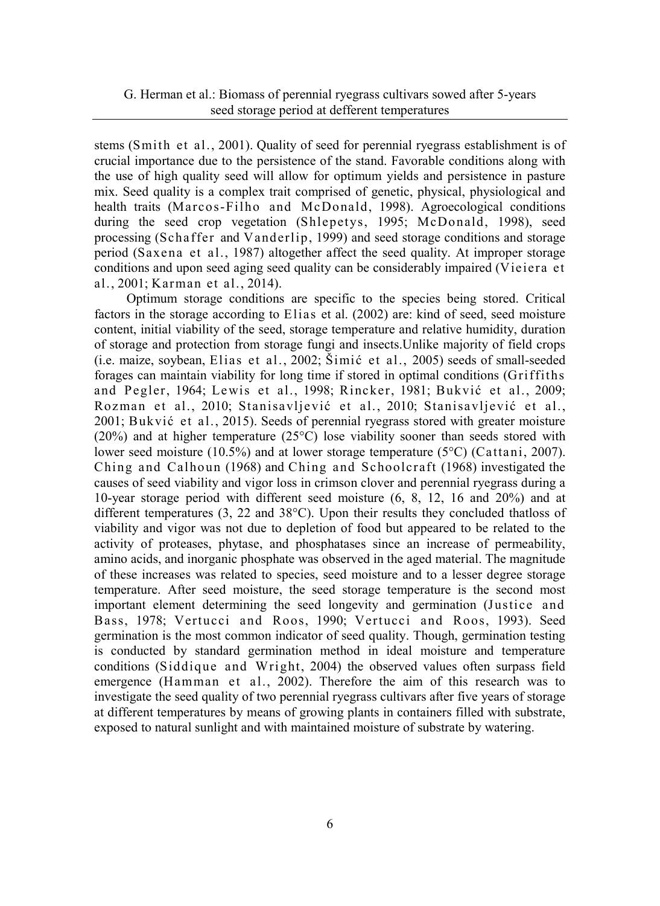stems (Smith et al., 2001). Quality of seed for perennial ryegrass establishment is of crucial importance due to the persistence of the stand. Favorable conditions along with the use of high quality seed will allow for optimum yields and persistence in pasture mix. Seed quality is a complex trait comprised of genetic, physical, physiological and health traits (Marcos-Filho and McDonald, 1998). Agroecological conditions during the seed crop vegetation (Shlepetys, 1995; McDonald, 1998), seed processing (Schaffer and Vanderlip, 1999) and seed storage conditions and storage period (Saxena et al., 1987) altogether affect the seed quality. At improper storage conditions and upon seed aging seed quality can be considerably impaired (Vieiera et al., 2001; Karman et al., 2014).

Optimum storage conditions are specific to the species being stored. Critical factors in the storage according to Elias et al. (2002) are: kind of seed, seed moisture content, initial viability of the seed, storage temperature and relative humidity, duration of storage and protection from storage fungi and insects.Unlike majority of field crops (i.e. maize, soybean, Elias et al., 2002; Šimić et al., 2005) seeds of small-seeded forages can maintain viability for long time if stored in optimal conditions (Griffiths and Pegler, 1964; Lewis et al., 1998; Rincker, 1981; Bukvić et al., 2009; Rozman et al., 2010; Stanisavljević et al., 2010; Stanisavljević et al., 2001; Bukvić et al., 2015). Seeds of perennial ryegrass stored with greater moisture (20%) and at higher temperature (25°C) lose viability sooner than seeds stored with lower seed moisture (10.5%) and at lower storage temperature (5°C) (Cattani, 2007). Ching and Calhoun (1968) and Ching and Schoolcraft (1968) investigated the causes of seed viability and vigor loss in crimson clover and perennial ryegrass during a 10-year storage period with different seed moisture (6, 8, 12, 16 and 20%) and at different temperatures (3, 22 and 38°C). Upon their results they concluded thatloss of viability and vigor was not due to depletion of food but appeared to be related to the activity of proteases, phytase, and phosphatases since an increase of permeability, amino acids, and inorganic phosphate was observed in the aged material. The magnitude of these increases was related to species, seed moisture and to a lesser degree storage temperature. After seed moisture, the seed storage temperature is the second most important element determining the seed longevity and germination (Justice and Bass, 1978; Vertucci and Roos, 1990; Vertucci and Roos, 1993). Seed germination is the most common indicator of seed quality. Though, germination testing is conducted by standard germination method in ideal moisture and temperature conditions (Siddique and Wright, 2004) the observed values often surpass field emergence (Hamman et al., 2002). Therefore the aim of this research was to investigate the seed quality of two perennial ryegrass cultivars after five years of storage at different temperatures by means of growing plants in containers filled with substrate, exposed to natural sunlight and with maintained moisture of substrate by watering.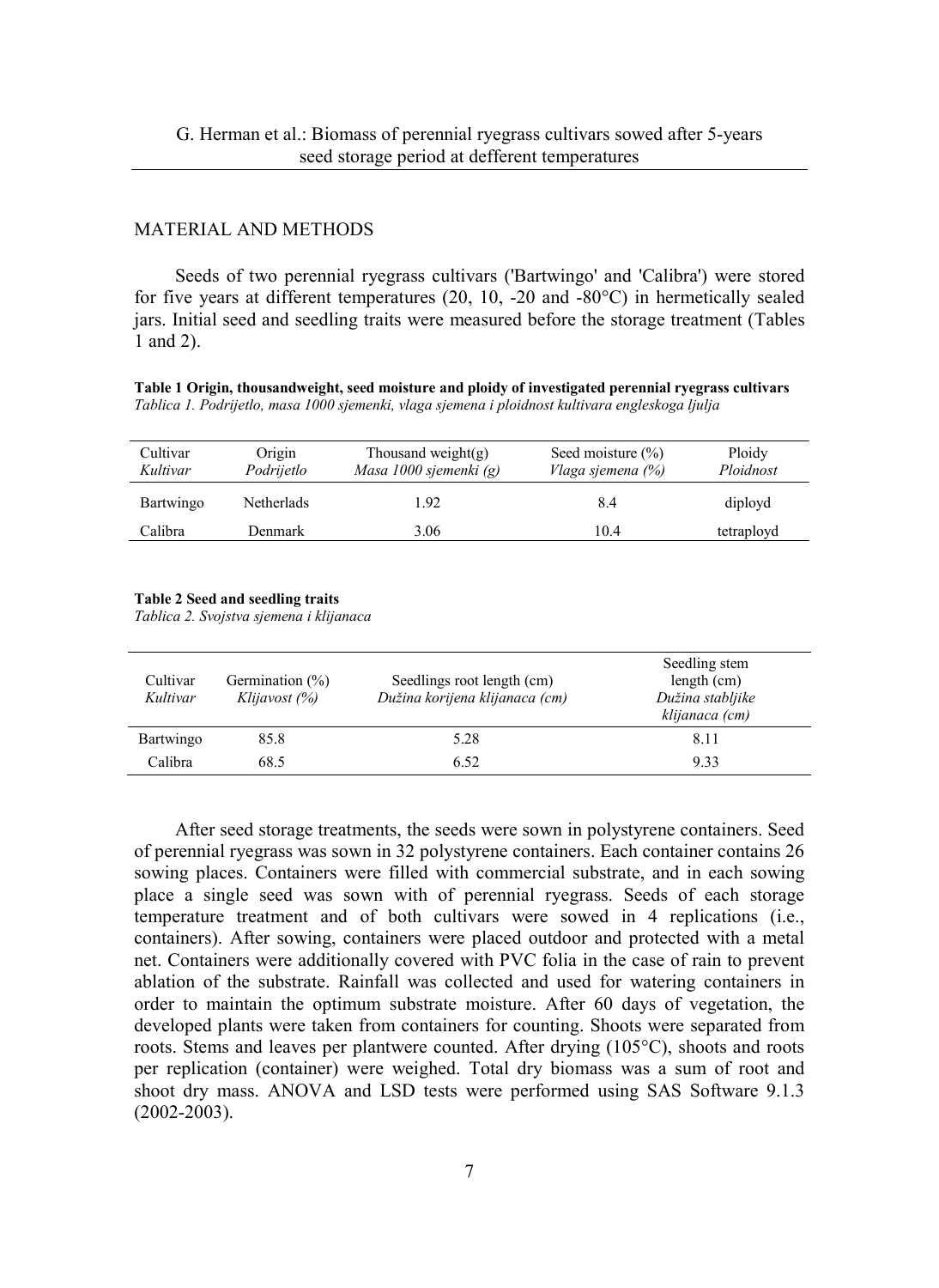## MATERIAL AND METHODS

Seeds of two perennial ryegrass cultivars ('Bartwingo' and 'Calibra') were stored for five years at different temperatures (20, 10, -20 and -80°C) in hermetically sealed jars. Initial seed and seedling traits were measured before the storage treatment (Tables 1 and 2).

**Table 1 Origin, thousandweight, seed moisture and ploidy of investigated perennial ryegrass cultivars**
*Tablica 1. Podrijetlo, masa 1000 sjemenki, vlaga sjemena i ploidnost kultivara engleskoga ljulja*

| Cultivar *Kultivar* | Origin *Podrijetlo* | Thousand weight(g) *Masa 1000 sjemenki (g)* | Seed moisture (%) *Vlaga sjemena (%)* | Ploidy *Ploidnost* |
|---|---|---|---|---|
| Bartwingo | Netherlads | 1.92 | 8.4 | diployd |
| Calibra | Denmark | 3.06 | 10.4 | tetraployd |

**Table 2 Seed and seedling traits**
*Tablica 2. Svojstva sjemena i klijanaca*

| Cultivar *Kultivar* | Germination (%) *Klijavost (%)* | Seedlings root length (cm) *Dužina korijena klijanaca (cm)* | Seedling stem length (cm) *Dužina stabljike klijanaca (cm)* |
|---|---|---|---|
| Bartwingo | 85.8 | 5.28 | 8.11 |
| Calibra | 68.5 | 6.52 | 9.33 |

After seed storage treatments, the seeds were sown in polystyrene containers. Seed of perennial ryegrass was sown in 32 polystyrene containers. Each container contains 26 sowing places. Containers were filled with commercial substrate, and in each sowing place a single seed was sown with of perennial ryegrass. Seeds of each storage temperature treatment and of both cultivars were sowed in 4 replications (i.e., containers). After sowing, containers were placed outdoor and protected with a metal net. Containers were additionally covered with PVC folia in the case of rain to prevent ablation of the substrate. Rainfall was collected and used for watering containers in order to maintain the optimum substrate moisture. After 60 days of vegetation, the developed plants were taken from containers for counting. Shoots were separated from roots. Stems and leaves per plantwere counted. After drying (105°C), shoots and roots per replication (container) were weighed. Total dry biomass was a sum of root and shoot dry mass. ANOVA and LSD tests were performed using SAS Software 9.1.3 (2002-2003).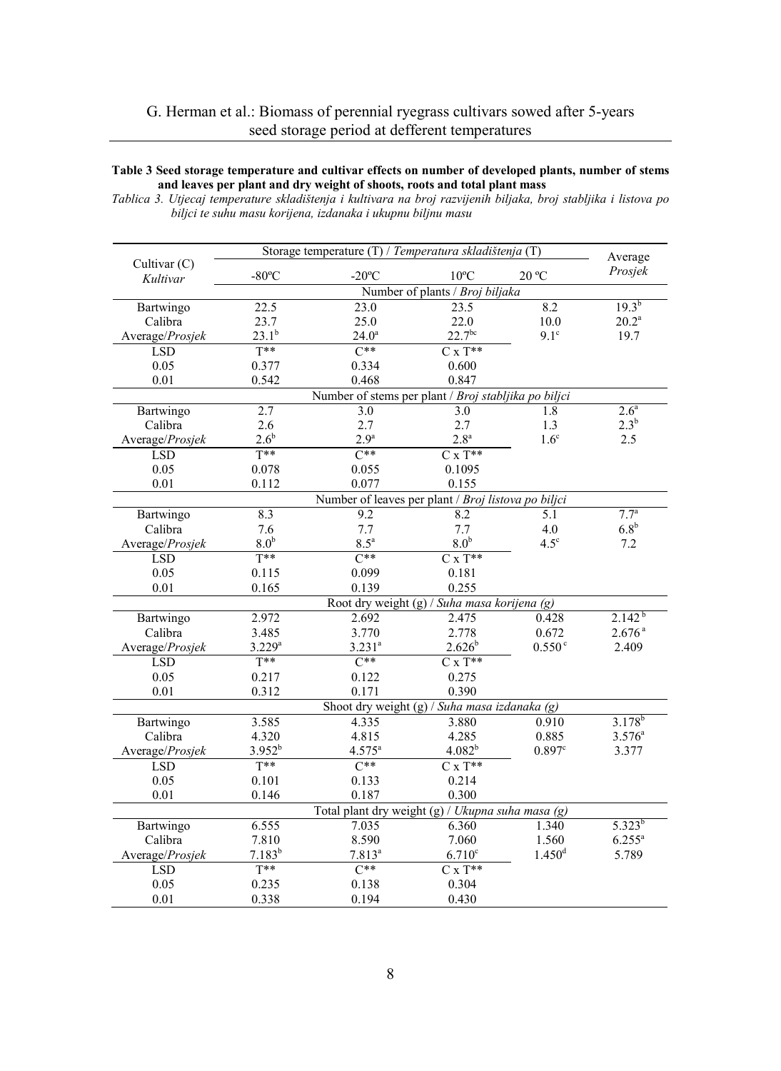**Table 3 Seed storage temperature and cultivar effects on number of developed plants, number of stems and leaves per plant and dry weight of shoots, roots and total plant mass**

*Tablica 3. Utjecaj temperature skladištenja i kultivara na broj razvijenih biljaka, broj stabljika i listova po biljci te suhu masu korijena, izdanaka i ukupnu biljnu masu*

| Cultivar (C) *Kultivar* | Storage temperature (T) / *Temperatura skladištenja* (T) | | | | Average *Prosjek* |
|---|---|---|---|---|---|
| | -80ºC | -20ºC | 10ºC | 20 ºC | |
| | Number of plants / *Broj biljaka* | | | | |
| Bartwingo | 22.5 | 23.0 | 23.5 | 8.2 | $19.3^{b}$ |
| Calibra | 23.7 | 25.0 | 22.0 | 10.0 | $20.2^{a}$ |
| Average/*Prosjek* | $23.1^{b}$ | $24.0^{a}$ | $22.7^{bc}$ | $9.1^{c}$ | 19.7 |
| LSD | T** | C** | C x T** | | |
| 0.05 | 0.377 | 0.334 | 0.600 | | |
| 0.01 | 0.542 | 0.468 | 0.847 | | |
| | Number of stems per plant / *Broj stabljika po biljci* | | | | |
| Bartwingo | 2.7 | 3.0 | 3.0 | 1.8 | $2.6^{a}$ |
| Calibra | 2.6 | 2.7 | 2.7 | 1.3 | $2.3^{b}$ |
| Average/*Prosjek* | $2.6^{b}$ | $2.9^{a}$ | $2.8^{a}$ | $1.6^{c}$ | 2.5 |
| LSD | T** | C** | C x T** | | |
| 0.05 | 0.078 | 0.055 | 0.1095 | | |
| 0.01 | 0.112 | 0.077 | 0.155 | | |
| | Number of leaves per plant / *Broj listova po biljci* | | | | |
| Bartwingo | 8.3 | 9.2 | 8.2 | 5.1 | $7.7^{a}$ |
| Calibra | 7.6 | 7.7 | 7.7 | 4.0 | $6.8^{b}$ |
| Average/*Prosjek* | $8.0^{b}$ | $8.5^{a}$ | $8.0^{b}$ | $4.5^{c}$ | 7.2 |
| LSD | T** | C** | C x T** | | |
| 0.05 | 0.115 | 0.099 | 0.181 | | |
| 0.01 | 0.165 | 0.139 | 0.255 | | |
| | Root dry weight (g) / *Suha masa korijena (g)* | | | | |
| Bartwingo | 2.972 | 2.692 | 2.475 | 0.428 | $2.142^{b}$ |
| Calibra | 3.485 | 3.770 | 2.778 | 0.672 | $2.676^{a}$ |
| Average/*Prosjek* | $3.229^{a}$ | $3.231^{a}$ | $2.626^{b}$ | $0.550^{c}$ | 2.409 |
| LSD | T** | C** | C x T** | | |
| 0.05 | 0.217 | 0.122 | 0.275 | | |
| 0.01 | 0.312 | 0.171 | 0.390 | | |
| | Shoot dry weight (g) / *Suha masa izdanaka (g)* | | | | |
| Bartwingo | 3.585 | 4.335 | 3.880 | 0.910 | $3.178^{b}$ |
| Calibra | 4.320 | 4.815 | 4.285 | 0.885 | $3.576^{a}$ |
| Average/*Prosjek* | $3.952^{b}$ | $4.575^{a}$ | $4.082^{b}$ | $0.897^{c}$ | 3.377 |
| LSD | T** | C** | C x T** | | |
| 0.05 | 0.101 | 0.133 | 0.214 | | |
| 0.01 | 0.146 | 0.187 | 0.300 | | |
| | Total plant dry weight (g) / *Ukupna suha masa (g)* | | | | |
| Bartwingo | 6.555 | 7.035 | 6.360 | 1.340 | $5.323^{b}$ |
| Calibra | 7.810 | 8.590 | 7.060 | 1.560 | $6.255^{a}$ |
| Average/*Prosjek* | $7.183^{b}$ | $7.813^{a}$ | $6.710^{c}$ | $1.450^{d}$ | 5.789 |
| LSD | T** | C** | C x T** | | |
| 0.05 | 0.235 | 0.138 | 0.304 | | |
| 0.01 | 0.338 | 0.194 | 0.430 | | |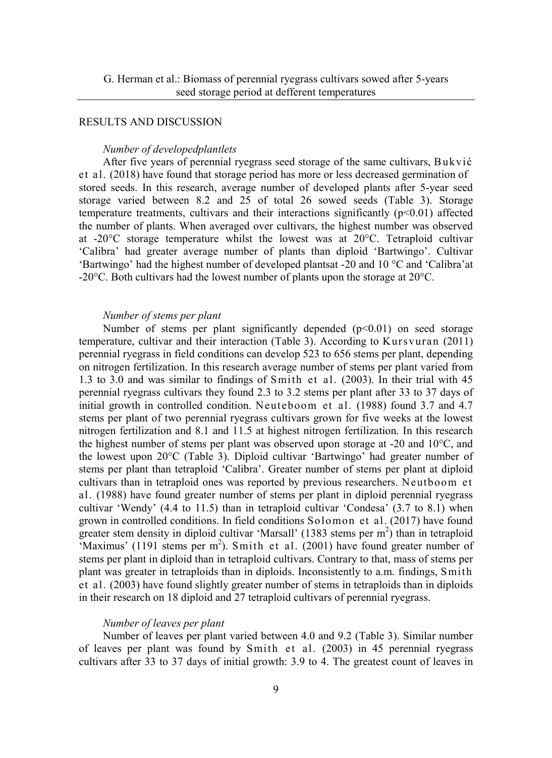## RESULTS AND DISCUSSION

### *Number of developedplantlets*

After five years of perennial ryegrass seed storage of the same cultivars, Bukvić et al. (2018) have found that storage period has more or less decreased germination of stored seeds. In this research, average number of developed plants after 5-year seed storage varied between 8.2 and 25 of total 26 sowed seeds (Table 3). Storage temperature treatments, cultivars and their interactions significantly ($p<0.01$) affected the number of plants. When averaged over cultivars, the highest number was observed at -20°C storage temperature whilst the lowest was at 20°C. Tetraploid cultivar 'Calibra' had greater average number of plants than diploid 'Bartwingo'. Cultivar 'Bartwingo' had the highest number of developed plantsat -20 and 10 °C and 'Calibra'at -20°C. Both cultivars had the lowest number of plants upon the storage at 20°C.

### *Number of stems per plant*

Number of stems per plant significantly depended ($p<0.01$) on seed storage temperature, cultivar and their interaction (Table 3). According to Kursvuran (2011) perennial ryegrass in field conditions can develop 523 to 656 stems per plant, depending on nitrogen fertilization. In this research average number of stems per plant varied from 1.3 to 3.0 and was similar to findings of Smith et al. (2003). In their trial with 45 perennial ryegrass cultivars they found 2.3 to 3.2 stems per plant after 33 to 37 days of initial growth in controlled condition. Neuteboom et al. (1988) found 3.7 and 4.7 stems per plant of two perennial ryegrass cultivars grown for five weeks at the lowest nitrogen fertilization and 8.1 and 11.5 at highest nitrogen fertilization. In this research the highest number of stems per plant was observed upon storage at -20 and 10°C, and the lowest upon 20°C (Table 3). Diploid cultivar 'Bartwingo' had greater number of stems per plant than tetraploid 'Calibra'. Greater number of stems per plant at diploid cultivars than in tetraploid ones was reported by previous researchers. Neutboom et al. (1988) have found greater number of stems per plant in diploid perennial ryegrass cultivar 'Wendy' (4.4 to 11.5) than in tetraploid cultivar 'Condesa' (3.7 to 8.1) when grown in controlled conditions. In field conditions Solomon et al. (2017) have found greater stem density in diploid cultivar 'Marsall' (1383 stems per $m^2$) than in tetraploid 'Maximus' (1191 stems per $m^2$). Smith et al. (2001) have found greater number of stems per plant in diploid than in tetraploid cultivars. Contrary to that, mass of stems per plant was greater in tetraploids than in diploids. Inconsistently to a.m. findings, Smith et al. (2003) have found slightly greater number of stems in tetraploids than in diploids in their research on 18 diploid and 27 tetraploid cultivars of perennial ryegrass.

### *Number of leaves per plant*

Number of leaves per plant varied between 4.0 and 9.2 (Table 3). Similar number of leaves per plant was found by Smith et al. (2003) in 45 perennial ryegrass cultivars after 33 to 37 days of initial growth: 3.9 to 4. The greatest count of leaves in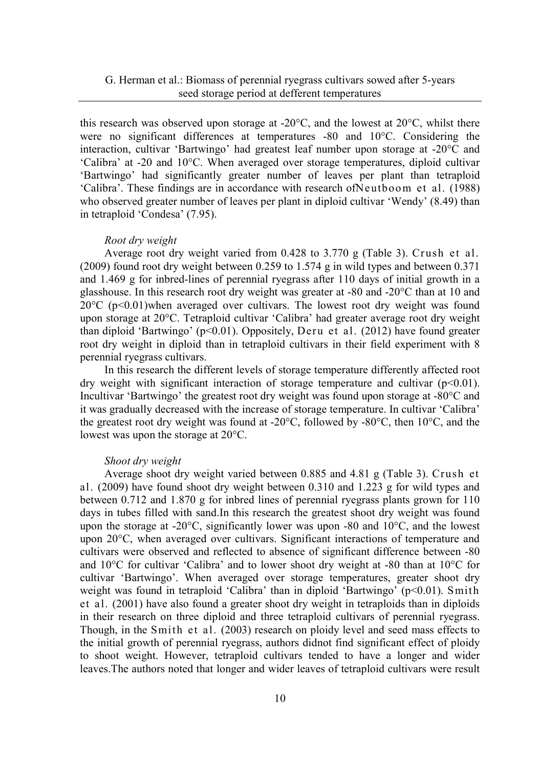this research was observed upon storage at -20°C, and the lowest at 20°C, whilst there were no significant differences at temperatures -80 and 10°C. Considering the interaction, cultivar 'Bartwingo' had greatest leaf number upon storage at -20°C and 'Calibra' at -20 and 10°C. When averaged over storage temperatures, diploid cultivar 'Bartwingo' had significantly greater number of leaves per plant than tetraploid 'Calibra'. These findings are in accordance with research ofNeutboom et al. (1988) who observed greater number of leaves per plant in diploid cultivar 'Wendy' (8.49) than in tetraploid 'Condesa' (7.95).

*Root dry weight*

Average root dry weight varied from 0.428 to 3.770 g (Table 3). Crush et al. (2009) found root dry weight between 0.259 to 1.574 g in wild types and between 0.371 and 1.469 g for inbred-lines of perennial ryegrass after 110 days of initial growth in a glasshouse. In this research root dry weight was greater at -80 and -20°C than at 10 and 20°C ($p<0.01$)when averaged over cultivars. The lowest root dry weight was found upon storage at 20°C. Tetraploid cultivar 'Calibra' had greater average root dry weight than diploid 'Bartwingo' ($p<0.01$). Oppositely, Deru et al. (2012) have found greater root dry weight in diploid than in tetraploid cultivars in their field experiment with 8 perennial ryegrass cultivars.

In this research the different levels of storage temperature differently affected root dry weight with significant interaction of storage temperature and cultivar ($p<0.01$). Incultivar 'Bartwingo' the greatest root dry weight was found upon storage at -80°C and it was gradually decreased with the increase of storage temperature. In cultivar 'Calibra' the greatest root dry weight was found at -20°C, followed by -80°C, then 10°C, and the lowest was upon the storage at 20°C.

*Shoot dry weight*

Average shoot dry weight varied between 0.885 and 4.81 g (Table 3). Crush et al. (2009) have found shoot dry weight between 0.310 and 1.223 g for wild types and between 0.712 and 1.870 g for inbred lines of perennial ryegrass plants grown for 110 days in tubes filled with sand.In this research the greatest shoot dry weight was found upon the storage at -20°C, significantly lower was upon -80 and 10°C, and the lowest upon 20°C, when averaged over cultivars. Significant interactions of temperature and cultivars were observed and reflected to absence of significant difference between -80 and 10°C for cultivar 'Calibra' and to lower shoot dry weight at -80 than at 10°C for cultivar 'Bartwingo'. When averaged over storage temperatures, greater shoot dry weight was found in tetraploid 'Calibra' than in diploid 'Bartwingo' ($p<0.01$). Smith et al. (2001) have also found a greater shoot dry weight in tetraploids than in diploids in their research on three diploid and three tetraploid cultivars of perennial ryegrass. Though, in the Smith et al. (2003) research on ploidy level and seed mass effects to the initial growth of perennial ryegrass, authors didnot find significant effect of ploidy to shoot weight. However, tetraploid cultivars tended to have a longer and wider leaves.The authors noted that longer and wider leaves of tetraploid cultivars were result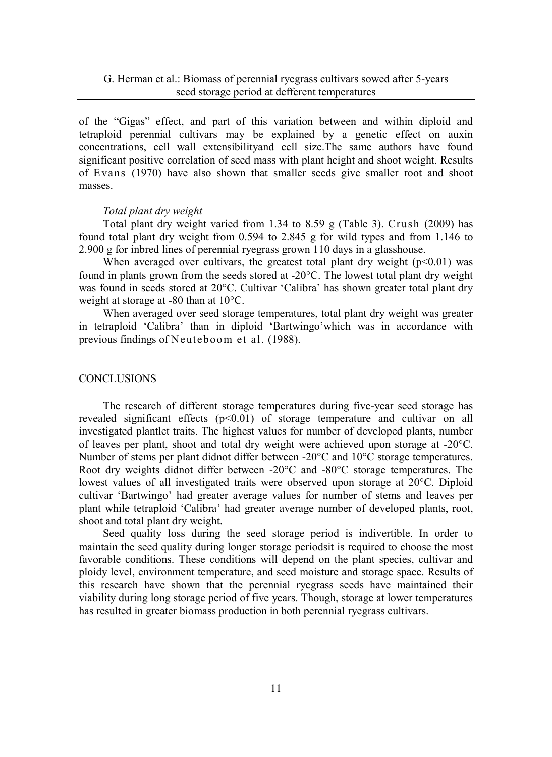of the "Gigas" effect, and part of this variation between and within diploid and tetraploid perennial cultivars may be explained by a genetic effect on auxin concentrations, cell wall extensibilityand cell size.The same authors have found significant positive correlation of seed mass with plant height and shoot weight. Results of Evans (1970) have also shown that smaller seeds give smaller root and shoot masses.

*Total plant dry weight*

Total plant dry weight varied from 1.34 to 8.59 g (Table 3). Crush (2009) has found total plant dry weight from 0.594 to 2.845 g for wild types and from 1.146 to 2.900 g for inbred lines of perennial ryegrass grown 110 days in a glasshouse.

When averaged over cultivars, the greatest total plant dry weight ($p<0.01$) was found in plants grown from the seeds stored at -20°C. The lowest total plant dry weight was found in seeds stored at 20°C. Cultivar 'Calibra' has shown greater total plant dry weight at storage at -80 than at 10°C.

When averaged over seed storage temperatures, total plant dry weight was greater in tetraploid 'Calibra' than in diploid 'Bartwingo'which was in accordance with previous findings of Neuteboom et al. (1988).

## CONCLUSIONS

The research of different storage temperatures during five-year seed storage has revealed significant effects ($p<0.01$) of storage temperature and cultivar on all investigated plantlet traits. The highest values for number of developed plants, number of leaves per plant, shoot and total dry weight were achieved upon storage at -20°C. Number of stems per plant didnot differ between -20°C and 10°C storage temperatures. Root dry weights didnot differ between -20°C and -80°C storage temperatures. The lowest values of all investigated traits were observed upon storage at 20°C. Diploid cultivar 'Bartwingo' had greater average values for number of stems and leaves per plant while tetraploid 'Calibra' had greater average number of developed plants, root, shoot and total plant dry weight.

Seed quality loss during the seed storage period is indivertible. In order to maintain the seed quality during longer storage periodsit is required to choose the most favorable conditions. These conditions will depend on the plant species, cultivar and ploidy level, environment temperature, and seed moisture and storage space. Results of this research have shown that the perennial ryegrass seeds have maintained their viability during long storage period of five years. Though, storage at lower temperatures has resulted in greater biomass production in both perennial ryegrass cultivars.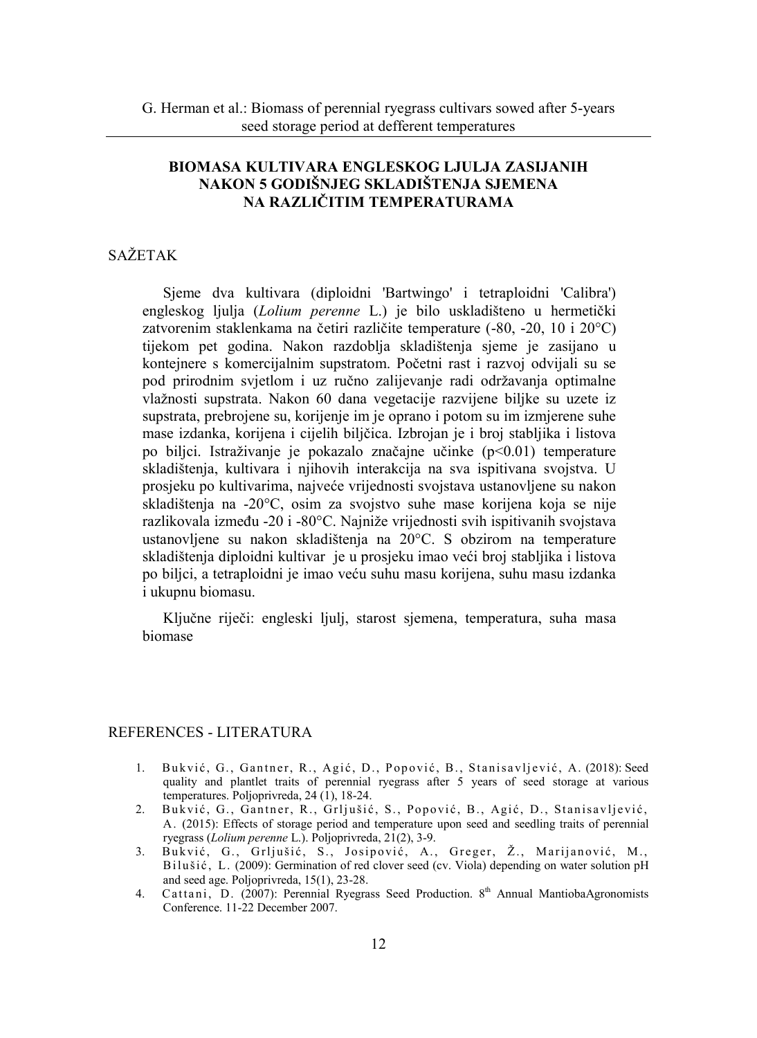# BIOMASA KULTIVARA ENGLESKOG LJULJA ZASIJANIH NAKON 5 GODIŠNJEG SKLADIŠTENJA SJEMENA NA RAZLIČITIM TEMPERATURAMA

## SAŽETAK

Sjeme dva kultivara (diploidni 'Bartwingo' i tetraploidni 'Calibra') engleskog ljulja (*Lolium perenne* L.) je bilo uskladišteno u hermetički zatvorenim staklenkama na četiri različite temperature (-80, -20, 10 i 20°C) tijekom pet godina. Nakon razdoblja skladištenja sjeme je zasijano u kontejnere s komercijalnim supstratom. Početni rast i razvoj odvijali su se pod prirodnim svjetlom i uz ručno zalijevanje radi održavanja optimalne vlažnosti supstrata. Nakon 60 dana vegetacije razvijene biljke su uzete iz supstrata, prebrojene su, korijenje im je oprano i potom su im izmjerene suhe mase izdanka, korijena i cijelih biljčica. Izbrojan je i broj stabljika i listova po biljci. Istraživanje je pokazalo značajne učinke ($p<0.01$) temperature skladištenja, kultivara i njihovih interakcija na sva ispitivana svojstva. U prosjeku po kultivarima, najveće vrijednosti svojstava ustanovljene su nakon skladištenja na -20°C, osim za svojstvo suhe mase korijena koja se nije razlikovala između -20 i -80°C. Najniže vrijednosti svih ispitivanih svojstava ustanovljene su nakon skladištenja na 20°C. S obzirom na temperature skladištenja diploidni kultivar je u prosjeku imao veći broj stabljika i listova po biljci, a tetraploidni je imao veću suhu masu korijena, suhu masu izdanka i ukupnu biomasu.

Ključne riječi: engleski ljulj, starost sjemena, temperatura, suha masa biomase

## REFERENCES - LITERATURA

1. Bukvić, G., Gantner, R., Agić, D., Popović, B., Stanisavljević, A. (2018): Seed quality and plantlet traits of perennial ryegrass after 5 years of seed storage at various temperatures. Poljoprivreda, 24 (1), 18-24.
2. Bukvić, G., Gantner, R., Grljušić, S., Popović, B., Agić, D., Stanisavljević, A. (2015): Effects of storage period and temperature upon seed and seedling traits of perennial ryegrass (*Lolium perenne* L.). Poljoprivreda, 21(2), 3-9.
3. Bukvić, G., Grljušić, S., Josipović, A., Greger, Ž., Marijanović, M., Bilušić, L. (2009): Germination of red clover seed (cv. Viola) depending on water solution pH and seed age. Poljoprivreda, 15(1), 23-28.
4. Cattani, D. (2007): Perennial Ryegrass Seed Production. 8th Annual MantiobaAgronomists Conference. 11-22 December 2007.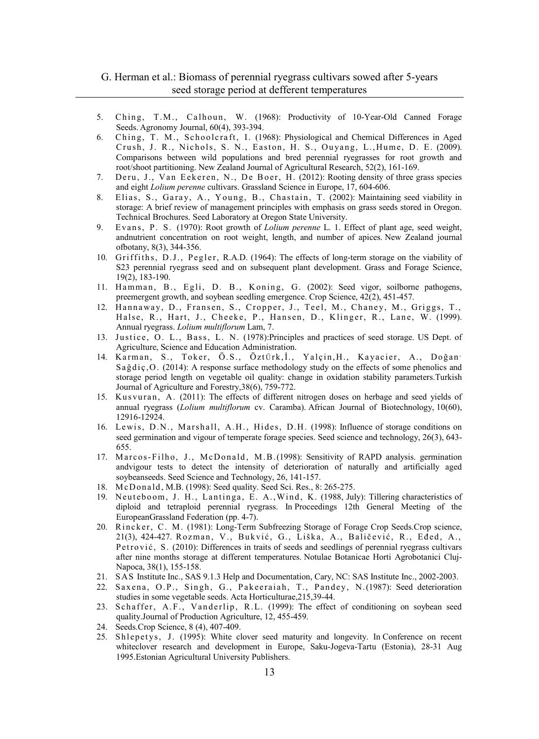5. Ching, T.M., Calhoun, W. (1968): Productivity of 10-Year-Old Canned Forage Seeds. Agronomy Journal, 60(4), 393-394.
6. Ching, T. M., Schoolcraft, I. (1968): Physiological and Chemical Differences in Aged Crush, J. R., Nichols, S. N., Easton, H. S., Ouyang, L.,Hume, D. E. (2009). Comparisons between wild populations and bred perennial ryegrasses for root growth and root/shoot partitioning. New Zealand Journal of Agricultural Research, 52(2), 161-169.
7. Deru, J., Van Eekeren, N., De Boer, H. (2012): Rooting density of three grass species and eight *Lolium perenne* cultivars. Grassland Science in Europe, 17, 604-606.
8. Elias, S., Garay, A., Young, B., Chastain, T. (2002): Maintaining seed viability in storage: A brief review of management principles with emphasis on grass seeds stored in Oregon. Technical Brochures. Seed Laboratory at Oregon State University.
9. Evans, P. S. (1970): Root growth of *Lolium perenne* L. 1. Effect of plant age, seed weight, andnutrient concentration on root weight, length, and number of apices. New Zealand journal ofbotany, 8(3), 344-356.
10. Griffiths, D.J., Pegler, R.A.D. (1964): The effects of long-term storage on the viability of S23 perennial ryegrass seed and on subsequent plant development. Grass and Forage Science, 19(2), 183-190.
11. Hamman, B., Egli, D. B., Koning, G. (2002): Seed vigor, soilborne pathogens, preemergent growth, and soybean seedling emergence. Crop Science, 42(2), 451-457.
12. Hannaway, D., Fransen, S., Cropper, J., Teel, M., Chaney, M., Griggs, T., Halse, R., Hart, J., Cheeke, P., Hansen, D., Klinger, R., Lane, W. (1999). Annual ryegrass. *Lolium multiflorum* Lam, 7.
13. Justice, O. L., Bass, L. N. (1978):Principles and practices of seed storage. US Dept. of Agriculture, Science and Education Administration.
14. Karman, S., Toker, Ö.S., ÖztÜrk,İ., Yalçin,H., Kayacier, A., Doğan, Sağdiç,O. (2014): A response surface methodology study on the effects of some phenolics and storage period length on vegetable oil quality: change in oxidation stability parameters.Turkish Journal of Agriculture and Forestry,38(6), 759-772.
15. Kusvuran, A. (2011): The effects of different nitrogen doses on herbage and seed yields of annual ryegrass (*Lolium multiflorum* cv. Caramba). African Journal of Biotechnology, 10(60), 12916-12924.
16. Lewis, D.N., Marshall, A.H., Hides, D.H. (1998): Influence of storage conditions on seed germination and vigour of temperate forage species. Seed science and technology, 26(3), 643-655.
17. Marcos-Filho, J., McDonald, M.B.(1998): Sensitivity of RAPD analysis. germination andvigour tests to detect the intensity of deterioration of naturally and artificially aged soybeanseeds. Seed Science and Technology, 26, 141-157.
18. McDonald, M.B. (1998): Seed quality. Seed Sci. Res., 8: 265-275.
19. Neuteboom, J. H., Lantinga, E. A.,Wind, K. (1988, July): Tillering characteristics of diploid and tetraploid perennial ryegrass. In Proceedings 12th General Meeting of the EuropeanGrassland Federation (pp. 4-7).
20. Rincker, C. M. (1981): Long-Term Subfreezing Storage of Forage Crop Seeds.Crop science, 21(3), 424-427. Rozman, V., Bukvić, G., Liška, A., Baličević, R., Eđed, A., Petrović, S. (2010): Differences in traits of seeds and seedlings of perennial ryegrass cultivars after nine months storage at different temperatures. Notulae Botanicae Horti Agrobotanici Cluj-Napoca, 38(1), 155-158.
21. SAS Institute Inc., SAS 9.1.3 Help and Documentation, Cary, NC: SAS Institute Inc., 2002-2003.
22. Saxena, O.P., Singh, G., Pakeeraiah, T., Pandey, N.(1987): Seed deterioration studies in some vegetable seeds. Acta Horticulturae,215,39-44.
23. Schaffer, A.F., Vanderlip, R.L. (1999): The effect of conditioning on soybean seed quality.Journal of Production Agriculture, 12, 455-459.
24. Seeds.Crop Science, 8 (4), 407-409.
25. Shlepetys, J. (1995): White clover seed maturity and longevity. In Conference on recent whiteclover research and development in Europe, Saku-Jogeva-Tartu (Estonia), 28-31 Aug 1995.Estonian Agricultural University Publishers.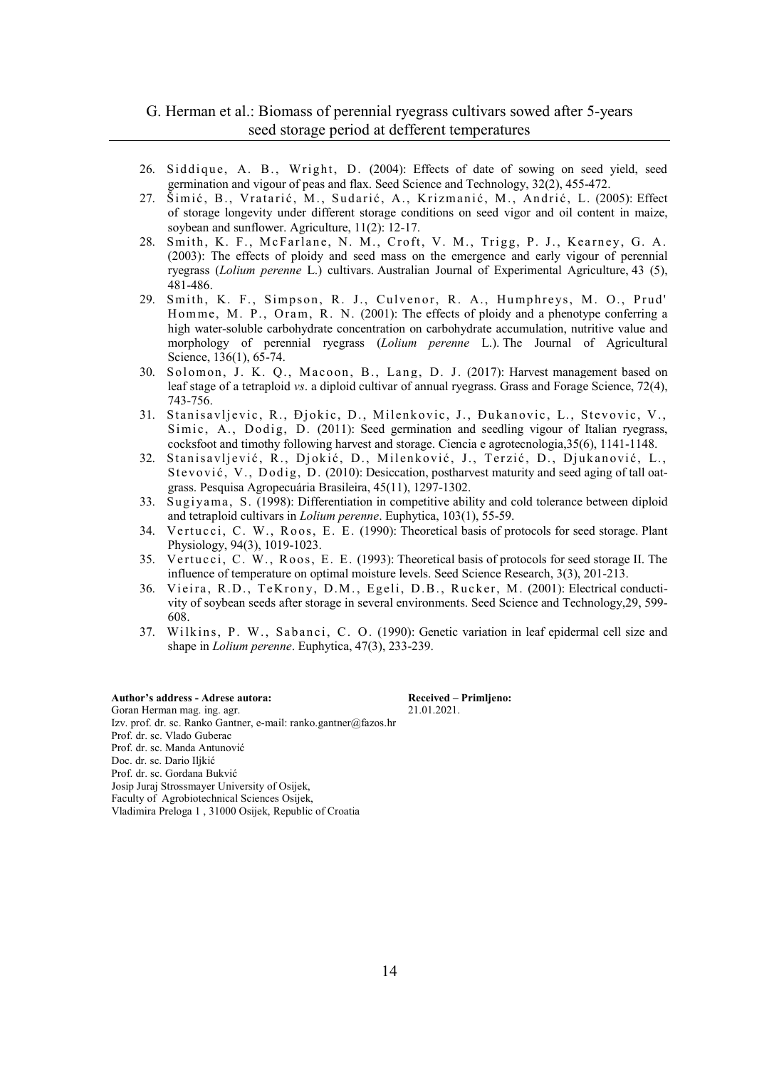26. Siddique, A. B., Wright, D. (2004): Effects of date of sowing on seed yield, seed germination and vigour of peas and flax. Seed Science and Technology, 32(2), 455-472.
27. Šimić, B., Vratarić, M., Sudarić, A., Krizmanić, M., Andrić, L. (2005): Effect of storage longevity under different storage conditions on seed vigor and oil content in maize, soybean and sunflower. Agriculture, 11(2): 12-17.
28. Smith, K. F., McFarlane, N. M., Croft, V. M., Trigg, P. J., Kearney, G. A. (2003): The effects of ploidy and seed mass on the emergence and early vigour of perennial ryegrass (*Lolium perenne* L.) cultivars. Australian Journal of Experimental Agriculture, 43 (5), 481-486.
29. Smith, K. F., Simpson, R. J., Culvenor, R. A., Humphreys, M. O., Prud' Homme, M. P., Oram, R. N. (2001): The effects of ploidy and a phenotype conferring a high water-soluble carbohydrate concentration on carbohydrate accumulation, nutritive value and morphology of perennial ryegrass (*Lolium perenne* L.). The Journal of Agricultural Science, 136(1), 65-74.
30. Solomon, J. K. Q., Macoon, B., Lang, D. J. (2017): Harvest management based on leaf stage of a tetraploid *vs*. a diploid cultivar of annual ryegrass. Grass and Forage Science, 72(4), 743-756.
31. Stanisavljevic, R., Đjokic, D., Milenkovic, J., Đukanovic, L., Stevovic, V., Simic, A., Dodig, D. (2011): Seed germination and seedling vigour of Italian ryegrass, cocksfoot and timothy following harvest and storage. Ciencia e agrotecnologia,35(6), 1141-1148.
32. Stanisavljević, R., Djokić, D., Milenković, J., Terzić, D., Djukanović, L., Stevović, V., Dodig, D. (2010): Desiccation, postharvest maturity and seed aging of tall oat-grass. Pesquisa Agropecuária Brasileira, 45(11), 1297-1302.
33. Sugiyama, S. (1998): Differentiation in competitive ability and cold tolerance between diploid and tetraploid cultivars in *Lolium perenne*. Euphytica, 103(1), 55-59.
34. Vertucci, C. W., Roos, E. E. (1990): Theoretical basis of protocols for seed storage. Plant Physiology, 94(3), 1019-1023.
35. Vertucci, C. W., Roos, E. E. (1993): Theoretical basis of protocols for seed storage II. The influence of temperature on optimal moisture levels. Seed Science Research, 3(3), 201-213.
36. Vieira, R.D., TeKrony, D.M., Egeli, D.B., Rucker, M. (2001): Electrical conductivity of soybean seeds after storage in several environments. Seed Science and Technology,29, 599-608.
37. Wilkins, P. W., Sabanci, C. O. (1990): Genetic variation in leaf epidermal cell size and shape in *Lolium perenne*. Euphytica, 47(3), 233-239.

**Author's address - Adrese autora:**
Goran Herman mag. ing. agr.
Izv. prof. dr. sc. Ranko Gantner, e-mail: ranko.gantner@fazos.hr
Prof. dr. sc. Vlado Guberac
Prof. dr. sc. Manda Antunović
Doc. dr. sc. Dario Iljkić
Prof. dr. sc. Gordana Bukvić
Josip Juraj Strossmayer University of Osijek,
Faculty of Agrobiotechnical Sciences Osijek,
Vladimira Preloga 1 , 31000 Osijek, Republic of Croatia

**Received – Primljeno:**
21.01.2021.